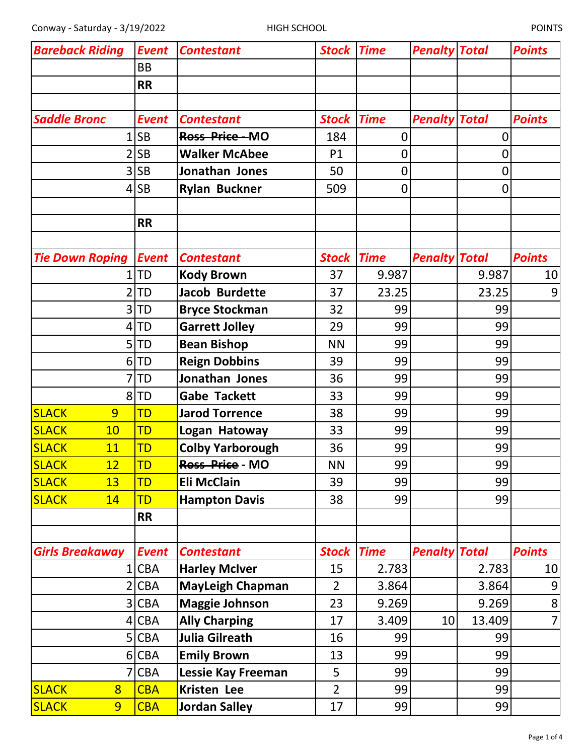Conway - Saturday - 3/19/2022 HIGH SCHOOL POINTS

| Bareback Riding | Event | Contestant | Stock | Time | Penalty | Total | Points |
|---|---|---|---|---|---|---|---|
| | BB | | | | | | |
| | RR | | | | | | |
| | | | | | | | |
| **Saddle Bronc** | **Event** | **Contestant** | **Stock** | **Time** | **Penalty** | **Total** | **Points** |
| 1 | SB | ~~Ross Price~~ - MO | 184 | 0 | | 0 | |
| 2 | SB | Walker McAbee | P1 | 0 | | 0 | |
| 3 | SB | Jonathan Jones | 50 | 0 | | 0 | |
| 4 | SB | Rylan Buckner | 509 | 0 | | 0 | |
| | | | | | | | |
| | RR | | | | | | |
| | | | | | | | |
| **Tie Down Roping** | **Event** | **Contestant** | **Stock** | **Time** | **Penalty** | **Total** | **Points** |
| 1 | TD | Kody Brown | 37 | 9.987 | | 9.987 | 10 |
| 2 | TD | Jacob Burdette | 37 | 23.25 | | 23.25 | 9 |
| 3 | TD | Bryce Stockman | 32 | 99 | | 99 | |
| 4 | TD | Garrett Jolley | 29 | 99 | | 99 | |
| 5 | TD | Bean Bishop | NN | 99 | | 99 | |
| 6 | TD | Reign Dobbins | 39 | 99 | | 99 | |
| 7 | TD | Jonathan Jones | 36 | 99 | | 99 | |
| 8 | TD | Gabe Tackett | 33 | 99 | | 99 | |
| SLACK 9 | TD | Jarod Torrence | 38 | 99 | | 99 | |
| SLACK 10 | TD | Logan Hatoway | 33 | 99 | | 99 | |
| SLACK 11 | TD | Colby Yarborough | 36 | 99 | | 99 | |
| SLACK 12 | TD | ~~Ross Price~~ - MO | NN | 99 | | 99 | |
| SLACK 13 | TD | Eli McClain | 39 | 99 | | 99 | |
| SLACK 14 | TD | Hampton Davis | 38 | 99 | | 99 | |
| | RR | | | | | | |
| | | | | | | | |
| **Girls Breakaway** | **Event** | **Contestant** | **Stock** | **Time** | **Penalty** | **Total** | **Points** |
| 1 | CBA | Harley McIver | 15 | 2.783 | | 2.783 | 10 |
| 2 | CBA | MayLeigh Chapman | 2 | 3.864 | | 3.864 | 9 |
| 3 | CBA | Maggie Johnson | 23 | 9.269 | | 9.269 | 8 |
| 4 | CBA | Ally Charping | 17 | 3.409 | 10 | 13.409 | 7 |
| 5 | CBA | Julia Gilreath | 16 | 99 | | 99 | |
| 6 | CBA | Emily Brown | 13 | 99 | | 99 | |
| 7 | CBA | Lessie Kay Freeman | 5 | 99 | | 99 | |
| SLACK 8 | CBA | Kristen Lee | 2 | 99 | | 99 | |
| SLACK 9 | CBA | Jordan Salley | 17 | 99 | | 99 | |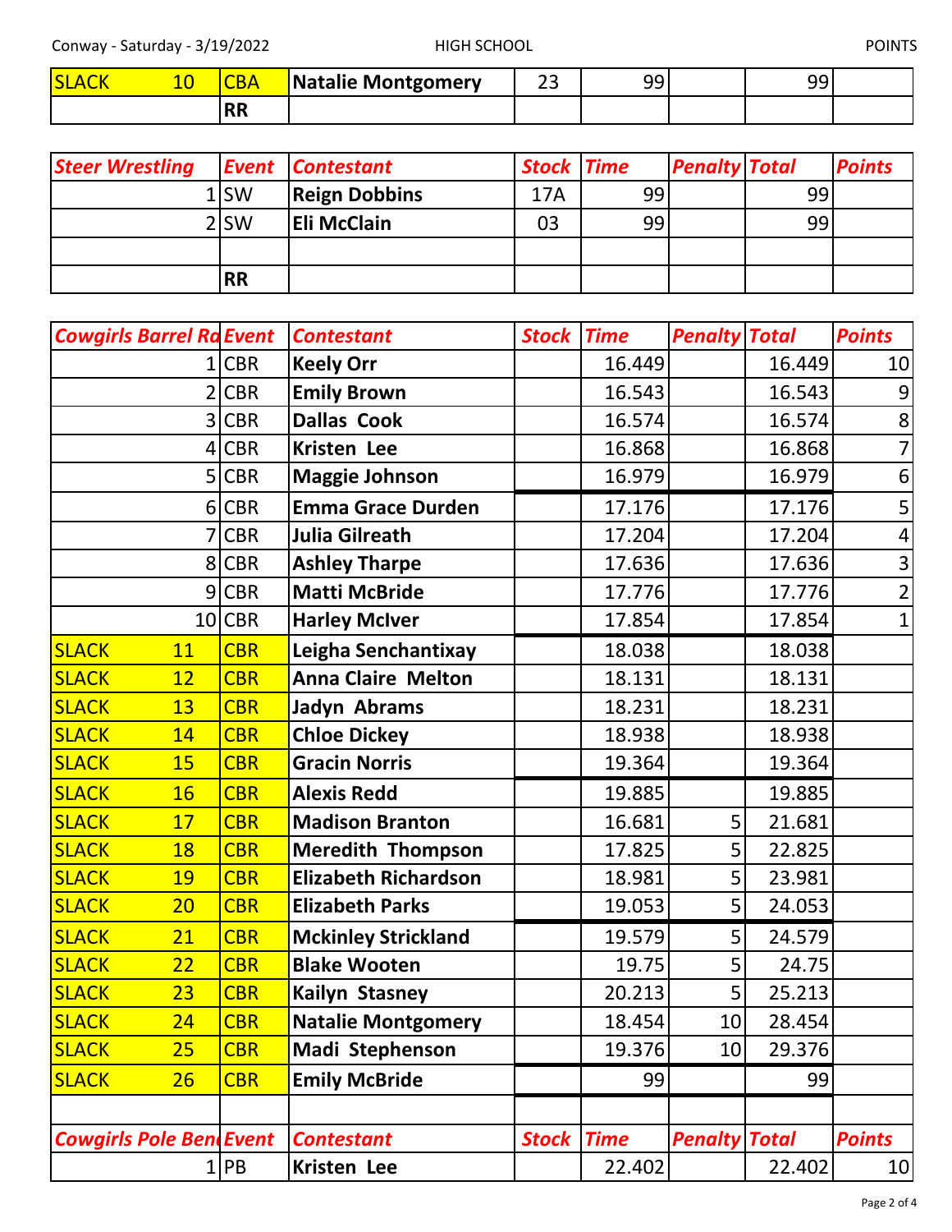| SLACK 10 | CBA | Natalie Montgomery | 23 | 99 | | 99 | |
|---|---|---|---|---|---|---|---|
| | RR | | | | | | |

| *Steer Wrestling* | *Event* | *Contestant* | *Stock* | *Time* | *Penalty* | *Total* | *Points* |
|---|---|---|---|---|---|---|---|
| 1 | SW | **Reign Dobbins** | 17A | 99 | | 99 | |
| 2 | SW | **Eli McClain** | 03 | 99 | | 99 | |
| | | | | | | | |
| | RR | | | | | | |

| *Cowgirls Barrel Ra* | *Event* | *Contestant* | *Stock* | *Time* | *Penalty* | *Total* | *Points* |
|---|---|---|---|---|---|---|---|
| 1 | CBR | **Keely Orr** | | 16.449 | | 16.449 | 10 |
| 2 | CBR | **Emily Brown** | | 16.543 | | 16.543 | 9 |
| 3 | CBR | **Dallas Cook** | | 16.574 | | 16.574 | 8 |
| 4 | CBR | **Kristen Lee** | | 16.868 | | 16.868 | 7 |
| 5 | CBR | **Maggie Johnson** | | 16.979 | | 16.979 | 6 |
| 6 | CBR | **Emma Grace Durden** | | 17.176 | | 17.176 | 5 |
| 7 | CBR | **Julia Gilreath** | | 17.204 | | 17.204 | 4 |
| 8 | CBR | **Ashley Tharpe** | | 17.636 | | 17.636 | 3 |
| 9 | CBR | **Matti McBride** | | 17.776 | | 17.776 | 2 |
| 10 | CBR | **Harley McIver** | | 17.854 | | 17.854 | 1 |
| SLACK 11 | CBR | **Leigha Senchantixay** | | 18.038 | | 18.038 | |
| SLACK 12 | CBR | **Anna Claire Melton** | | 18.131 | | 18.131 | |
| SLACK 13 | CBR | **Jadyn Abrams** | | 18.231 | | 18.231 | |
| SLACK 14 | CBR | **Chloe Dickey** | | 18.938 | | 18.938 | |
| SLACK 15 | CBR | **Gracin Norris** | | 19.364 | | 19.364 | |
| SLACK 16 | CBR | **Alexis Redd** | | 19.885 | | 19.885 | |
| SLACK 17 | CBR | **Madison Branton** | | 16.681 | 5 | 21.681 | |
| SLACK 18 | CBR | **Meredith Thompson** | | 17.825 | 5 | 22.825 | |
| SLACK 19 | CBR | **Elizabeth Richardson** | | 18.981 | 5 | 23.981 | |
| SLACK 20 | CBR | **Elizabeth Parks** | | 19.053 | 5 | 24.053 | |
| SLACK 21 | CBR | **Mckinley Strickland** | | 19.579 | 5 | 24.579 | |
| SLACK 22 | CBR | **Blake Wooten** | | 19.75 | 5 | 24.75 | |
| SLACK 23 | CBR | **Kailyn Stasney** | | 20.213 | 5 | 25.213 | |
| SLACK 24 | CBR | **Natalie Montgomery** | | 18.454 | 10 | 28.454 | |
| SLACK 25 | CBR | **Madi Stephenson** | | 19.376 | 10 | 29.376 | |
| SLACK 26 | CBR | **Emily McBride** | | 99 | | 99 | |
| | | | | | | | |

| *Cowgirls Pole Ben* | *Event* | *Contestant* | *Stock* | *Time* | *Penalty* | *Total* | *Points* |
|---|---|---|---|---|---|---|---|
| 1 | PB | **Kristen Lee** | | 22.402 | | 22.402 | 10 |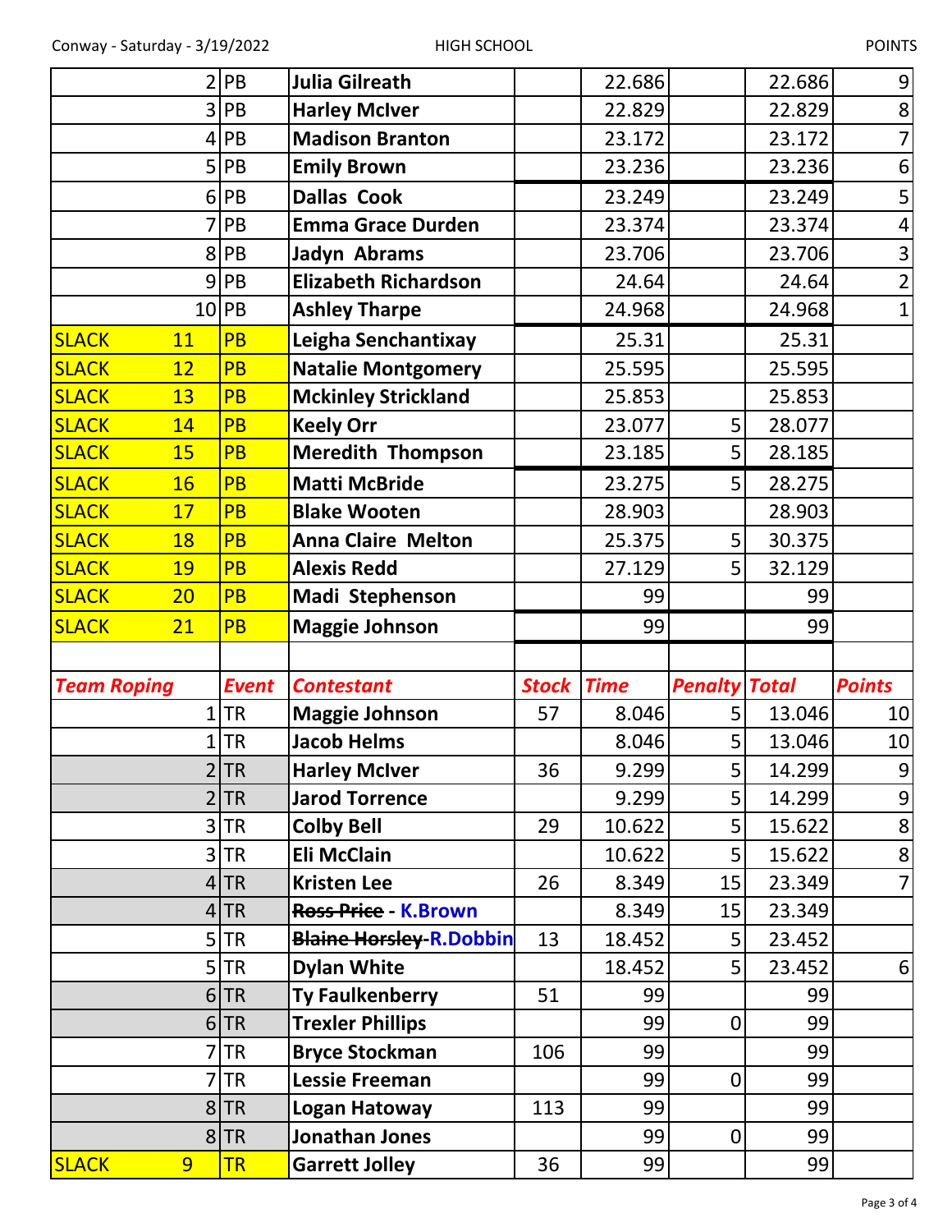| | | | | | | | |
|---|---|---|---|---|---|---|---|
| 2 | PB | **Julia Gilreath** | | 22.686 | | 22.686 | 9 |
| 3 | PB | **Harley McIver** | | 22.829 | | 22.829 | 8 |
| 4 | PB | **Madison Branton** | | 23.172 | | 23.172 | 7 |
| 5 | PB | **Emily Brown** | | 23.236 | | 23.236 | 6 |
| 6 | PB | **Dallas Cook** | | 23.249 | | 23.249 | 5 |
| 7 | PB | **Emma Grace Durden** | | 23.374 | | 23.374 | 4 |
| 8 | PB | **Jadyn Abrams** | | 23.706 | | 23.706 | 3 |
| 9 | PB | **Elizabeth Richardson** | | 24.64 | | 24.64 | 2 |
| 10 | PB | **Ashley Tharpe** | | 24.968 | | 24.968 | 1 |
| SLACK 11 | PB | **Leigha Senchantixay** | | 25.31 | | 25.31 | |
| SLACK 12 | PB | **Natalie Montgomery** | | 25.595 | | 25.595 | |
| SLACK 13 | PB | **Mckinley Strickland** | | 25.853 | | 25.853 | |
| SLACK 14 | PB | **Keely Orr** | | 23.077 | 5 | 28.077 | |
| SLACK 15 | PB | **Meredith Thompson** | | 23.185 | 5 | 28.185 | |
| SLACK 16 | PB | **Matti McBride** | | 23.275 | 5 | 28.275 | |
| SLACK 17 | PB | **Blake Wooten** | | 28.903 | | 28.903 | |
| SLACK 18 | PB | **Anna Claire Melton** | | 25.375 | 5 | 30.375 | |
| SLACK 19 | PB | **Alexis Redd** | | 27.129 | 5 | 32.129 | |
| SLACK 20 | PB | **Madi Stephenson** | | 99 | | 99 | |
| SLACK 21 | PB | **Maggie Johnson** | | 99 | | 99 | |

| *Team Roping* | *Event* | *Contestant* | *Stock* | *Time* | *Penalty* | *Total* | *Points* |
|---|---|---|---|---|---|---|---|
| 1 | TR | **Maggie Johnson** | 57 | 8.046 | 5 | 13.046 | 10 |
| 1 | TR | **Jacob Helms** | | 8.046 | 5 | 13.046 | 10 |
| 2 | TR | **Harley McIver** | 36 | 9.299 | 5 | 14.299 | 9 |
| 2 | TR | **Jarod Torrence** | | 9.299 | 5 | 14.299 | 9 |
| 3 | TR | **Colby Bell** | 29 | 10.622 | 5 | 15.622 | 8 |
| 3 | TR | **Eli McClain** | | 10.622 | 5 | 15.622 | 8 |
| 4 | TR | **Kristen Lee** | 26 | 8.349 | 15 | 23.349 | 7 |
| 4 | TR | ~~**Ross Price**~~ - **K.Brown** | | 8.349 | 15 | 23.349 | |
| 5 | TR | ~~**Blaine Horsley**~~-**R.Dobbin** | 13 | 18.452 | 5 | 23.452 | |
| 5 | TR | **Dylan White** | | 18.452 | 5 | 23.452 | 6 |
| 6 | TR | **Ty Faulkenberry** | 51 | 99 | | 99 | |
| 6 | TR | **Trexler Phillips** | | 99 | 0 | 99 | |
| 7 | TR | **Bryce Stockman** | 106 | 99 | | 99 | |
| 7 | TR | **Lessie Freeman** | | 99 | 0 | 99 | |
| 8 | TR | **Logan Hatoway** | 113 | 99 | | 99 | |
| 8 | TR | **Jonathan Jones** | | 99 | 0 | 99 | |
| SLACK 9 | TR | **Garrett Jolley** | 36 | 99 | | 99 | |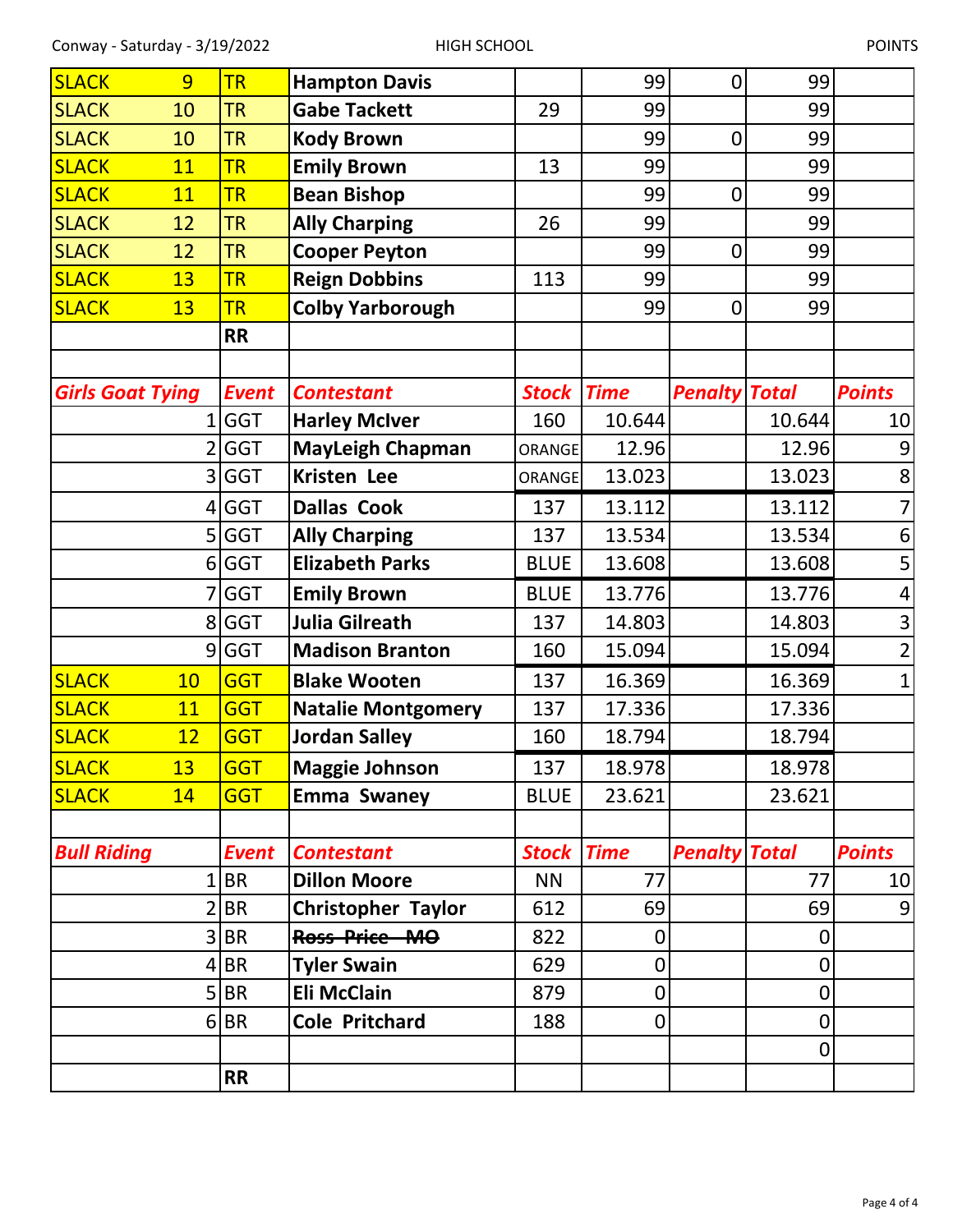| | | | | | | | |
|---|---|---|---|---|---|---|---|
| SLACK 9 | TR | Hampton Davis | | 99 | 0 | 99 | |
| SLACK 10 | TR | Gabe Tackett | 29 | 99 | | 99 | |
| SLACK 10 | TR | Kody Brown | | 99 | 0 | 99 | |
| SLACK 11 | TR | Emily Brown | 13 | 99 | | 99 | |
| SLACK 11 | TR | Bean Bishop | | 99 | 0 | 99 | |
| SLACK 12 | TR | Ally Charping | 26 | 99 | | 99 | |
| SLACK 12 | TR | Cooper Peyton | | 99 | 0 | 99 | |
| SLACK 13 | TR | Reign Dobbins | 113 | 99 | | 99 | |
| SLACK 13 | TR | Colby Yarborough | | 99 | 0 | 99 | |
| | RR | | | | | | |

| *Girls Goat Tying* | *Event* | *Contestant* | *Stock* | *Time* | *Penalty* | *Total* | *Points* |
|---|---|---|---|---|---|---|---|
| 1 | GGT | Harley McIver | 160 | 10.644 | | 10.644 | 10 |
| 2 | GGT | MayLeigh Chapman | ORANGE | 12.96 | | 12.96 | 9 |
| 3 | GGT | Kristen Lee | ORANGE | 13.023 | | 13.023 | 8 |
| 4 | GGT | Dallas Cook | 137 | 13.112 | | 13.112 | 7 |
| 5 | GGT | Ally Charping | 137 | 13.534 | | 13.534 | 6 |
| 6 | GGT | Elizabeth Parks | BLUE | 13.608 | | 13.608 | 5 |
| 7 | GGT | Emily Brown | BLUE | 13.776 | | 13.776 | 4 |
| 8 | GGT | Julia Gilreath | 137 | 14.803 | | 14.803 | 3 |
| 9 | GGT | Madison Branton | 160 | 15.094 | | 15.094 | 2 |
| SLACK 10 | GGT | Blake Wooten | 137 | 16.369 | | 16.369 | 1 |
| SLACK 11 | GGT | Natalie Montgomery | 137 | 17.336 | | 17.336 | |
| SLACK 12 | GGT | Jordan Salley | 160 | 18.794 | | 18.794 | |
| SLACK 13 | GGT | Maggie Johnson | 137 | 18.978 | | 18.978 | |
| SLACK 14 | GGT | Emma Swaney | BLUE | 23.621 | | 23.621 | |

| *Bull Riding* | *Event* | *Contestant* | *Stock* | *Time* | *Penalty* | *Total* | *Points* |
|---|---|---|---|---|---|---|---|
| 1 | BR | Dillon Moore | NN | 77 | | 77 | 10 |
| 2 | BR | Christopher Taylor | 612 | 69 | | 69 | 9 |
| 3 | BR | ~~Ross Price MO~~ | 822 | 0 | | 0 | |
| 4 | BR | Tyler Swain | 629 | 0 | | 0 | |
| 5 | BR | Eli McClain | 879 | 0 | | 0 | |
| 6 | BR | Cole Pritchard | 188 | 0 | | 0 | |
| | | | | | | 0 | |
| | RR | | | | | | |